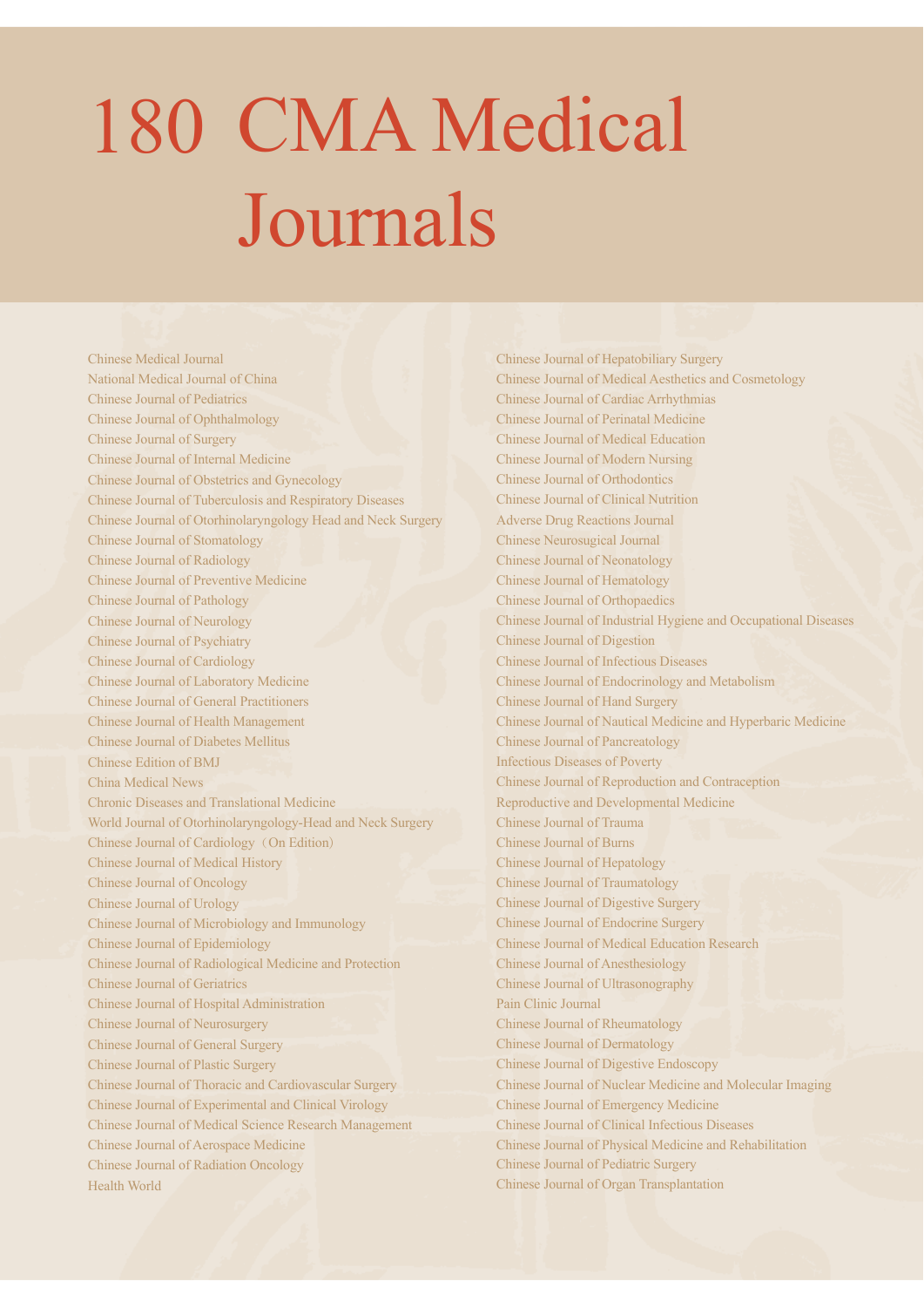# 180 CMA Medical Journals

Chinese Medical Journal
National Medical Journal of China
Chinese Journal of Pediatrics
Chinese Journal of Ophthalmology
Chinese Journal of Surgery
Chinese Journal of Internal Medicine
Chinese Journal of Obstetrics and Gynecology
Chinese Journal of Tuberculosis and Respiratory Diseases
Chinese Journal of Otorhinolaryngology Head and Neck Surgery
Chinese Journal of Stomatology
Chinese Journal of Radiology
Chinese Journal of Preventive Medicine
Chinese Journal of Pathology
Chinese Journal of Neurology
Chinese Journal of Psychiatry
Chinese Journal of Cardiology
Chinese Journal of Laboratory Medicine
Chinese Journal of General Practitioners
Chinese Journal of Health Management
Chinese Journal of Diabetes Mellitus
Chinese Edition of BMJ
China Medical News
Chronic Diseases and Translational Medicine
World Journal of Otorhinolaryngology-Head and Neck Surgery
Chinese Journal of Cardiology（On Edition）
Chinese Journal of Medical History
Chinese Journal of Oncology
Chinese Journal of Urology
Chinese Journal of Microbiology and Immunology
Chinese Journal of Epidemiology
Chinese Journal of Radiological Medicine and Protection
Chinese Journal of Geriatrics
Chinese Journal of Hospital Administration
Chinese Journal of Neurosurgery
Chinese Journal of General Surgery
Chinese Journal of Plastic Surgery
Chinese Journal of Thoracic and Cardiovascular Surgery
Chinese Journal of Experimental and Clinical Virology
Chinese Journal of Medical Science Research Management
Chinese Journal of Aerospace Medicine
Chinese Journal of Radiation Oncology
Health World
Chinese Journal of Hepatobiliary Surgery
Chinese Journal of Medical Aesthetics and Cosmetology
Chinese Journal of Cardiac Arrhythmias
Chinese Journal of Perinatal Medicine
Chinese Journal of Medical Education
Chinese Journal of Modern Nursing
Chinese Journal of Orthodontics
Chinese Journal of Clinical Nutrition
Adverse Drug Reactions Journal
Chinese Neurosugical Journal
Chinese Journal of Neonatology
Chinese Journal of Hematology
Chinese Journal of Orthopaedics
Chinese Journal of Industrial Hygiene and Occupational Diseases
Chinese Journal of Digestion
Chinese Journal of Infectious Diseases
Chinese Journal of Endocrinology and Metabolism
Chinese Journal of Hand Surgery
Chinese Journal of Nautical Medicine and Hyperbaric Medicine
Chinese Journal of Pancreatology
Infectious Diseases of Poverty
Chinese Journal of Reproduction and Contraception
Reproductive and Developmental Medicine
Chinese Journal of Trauma
Chinese Journal of Burns
Chinese Journal of Hepatology
Chinese Journal of Traumatology
Chinese Journal of Digestive Surgery
Chinese Journal of Endocrine Surgery
Chinese Journal of Medical Education Research
Chinese Journal of Anesthesiology
Chinese Journal of Ultrasonography
Pain Clinic Journal
Chinese Journal of Rheumatology
Chinese Journal of Dermatology
Chinese Journal of Digestive Endoscopy
Chinese Journal of Nuclear Medicine and Molecular Imaging
Chinese Journal of Emergency Medicine
Chinese Journal of Clinical Infectious Diseases
Chinese Journal of Physical Medicine and Rehabilitation
Chinese Journal of Pediatric Surgery
Chinese Journal of Organ Transplantation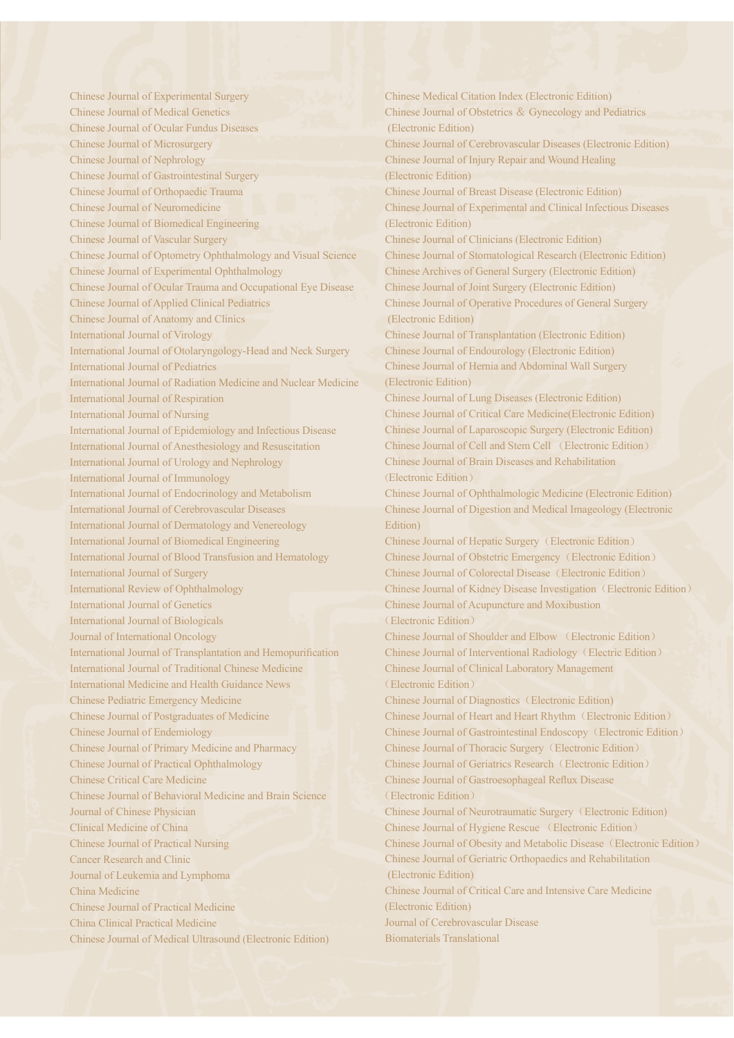Chinese Journal of Experimental Surgery
Chinese Journal of Medical Genetics
Chinese Journal of Ocular Fundus Diseases
Chinese Journal of Microsurgery
Chinese Journal of Nephrology
Chinese Journal of Gastrointestinal Surgery
Chinese Journal of Orthopaedic Trauma
Chinese Journal of Neuromedicine
Chinese Journal of Biomedical Engineering
Chinese Journal of Vascular Surgery
Chinese Journal of Optometry Ophthalmology and Visual Science
Chinese Journal of Experimental Ophthalmology
Chinese Journal of Ocular Trauma and Occupational Eye Disease
Chinese Journal of Applied Clinical Pediatrics
Chinese Journal of Anatomy and Clinics
International Journal of Virology
International Journal of Otolaryngology-Head and Neck Surgery
International Journal of Pediatrics
International Journal of Radiation Medicine and Nuclear Medicine
International Journal of Respiration
International Journal of Nursing
International Journal of Epidemiology and Infectious Disease
International Journal of Anesthesiology and Resuscitation
International Journal of Urology and Nephrology
International Journal of Immunology
International Journal of Endocrinology and Metabolism
International Journal of Cerebrovascular Diseases
International Journal of Dermatology and Venereology
International Journal of Biomedical Engineering
International Journal of Blood Transfusion and Hematology
International Journal of Surgery
International Review of Ophthalmology
International Journal of Genetics
International Journal of Biologicals
Journal of International Oncology
International Journal of Transplantation and Hemopurification
International Journal of Traditional Chinese Medicine
International Medicine and Health Guidance News
Chinese Pediatric Emergency Medicine
Chinese Journal of Postgraduates of Medicine
Chinese Journal of Endemiology
Chinese Journal of Primary Medicine and Pharmacy
Chinese Journal of Practical Ophthalmology
Chinese Critical Care Medicine
Chinese Journal of Behavioral Medicine and Brain Science
Journal of Chinese Physician
Clinical Medicine of China
Chinese Journal of Practical Nursing
Cancer Research and Clinic
Journal of Leukemia and Lymphoma
China Medicine
Chinese Journal of Practical Medicine
China Clinical Practical Medicine
Chinese Journal of Medical Ultrasound (Electronic Edition)
Chinese Medical Citation Index (Electronic Edition)
Chinese Journal of Obstetrics ＆ Gynecology and Pediatrics (Electronic Edition)
Chinese Journal of Cerebrovascular Diseases (Electronic Edition)
Chinese Journal of Injury Repair and Wound Healing (Electronic Edition)
Chinese Journal of Breast Disease (Electronic Edition)
Chinese Journal of Experimental and Clinical Infectious Diseases (Electronic Edition)
Chinese Journal of Clinicians (Electronic Edition)
Chinese Journal of Stomatological Research (Electronic Edition)
Chinese Archives of General Surgery (Electronic Edition)
Chinese Journal of Joint Surgery (Electronic Edition)
Chinese Journal of Operative Procedures of General Surgery (Electronic Edition)
Chinese Journal of Transplantation (Electronic Edition)
Chinese Journal of Endourology (Electronic Edition)
Chinese Journal of Hernia and Abdominal Wall Surgery (Electronic Edition)
Chinese Journal of Lung Diseases (Electronic Edition)
Chinese Journal of Critical Care Medicine(Electronic Edition)
Chinese Journal of Laparoscopic Surgery (Electronic Edition)
Chinese Journal of Cell and Stem Cell （Electronic Edition）
Chinese Journal of Brain Diseases and Rehabilitation （Electronic Edition）
Chinese Journal of Ophthalmologic Medicine (Electronic Edition)
Chinese Journal of Digestion and Medical Imageology (Electronic Edition)
Chinese Journal of Hepatic Surgery（Electronic Edition）
Chinese Journal of Obstetric Emergency（Electronic Edition）
Chinese Journal of Colorectal Disease（Electronic Edition）
Chinese Journal of Kidney Disease Investigation（Electronic Edition）
Chinese Journal of Acupuncture and Moxibustion （Electronic Edition）
Chinese Journal of Shoulder and Elbow （Electronic Edition）
Chinese Journal of Interventional Radiology（Electric Edition）
Chinese Journal of Clinical Laboratory Management （Electronic Edition）
Chinese Journal of Diagnostics（Electronic Edition)
Chinese Journal of Heart and Heart Rhythm（Electronic Edition）
Chinese Journal of Gastrointestinal Endoscopy（Electronic Edition）
Chinese Journal of Thoracic Surgery（Electronic Edition）
Chinese Journal of Geriatrics Research（Electronic Edition）
Chinese Journal of Gastroesophageal Reflux Disease （Electronic Edition）
Chinese Journal of Neurotraumatic Surgery（Electronic Edition)
Chinese Journal of Hygiene Rescue （Electronic Edition）
Chinese Journal of Obesity and Metabolic Disease（Electronic Edition）
Chinese Journal of Geriatric Orthopaedics and Rehabilitation (Electronic Edition)
Chinese Journal of Critical Care and Intensive Care Medicine (Electronic Edition)
Journal of Cerebrovascular Disease
Biomaterials Translational